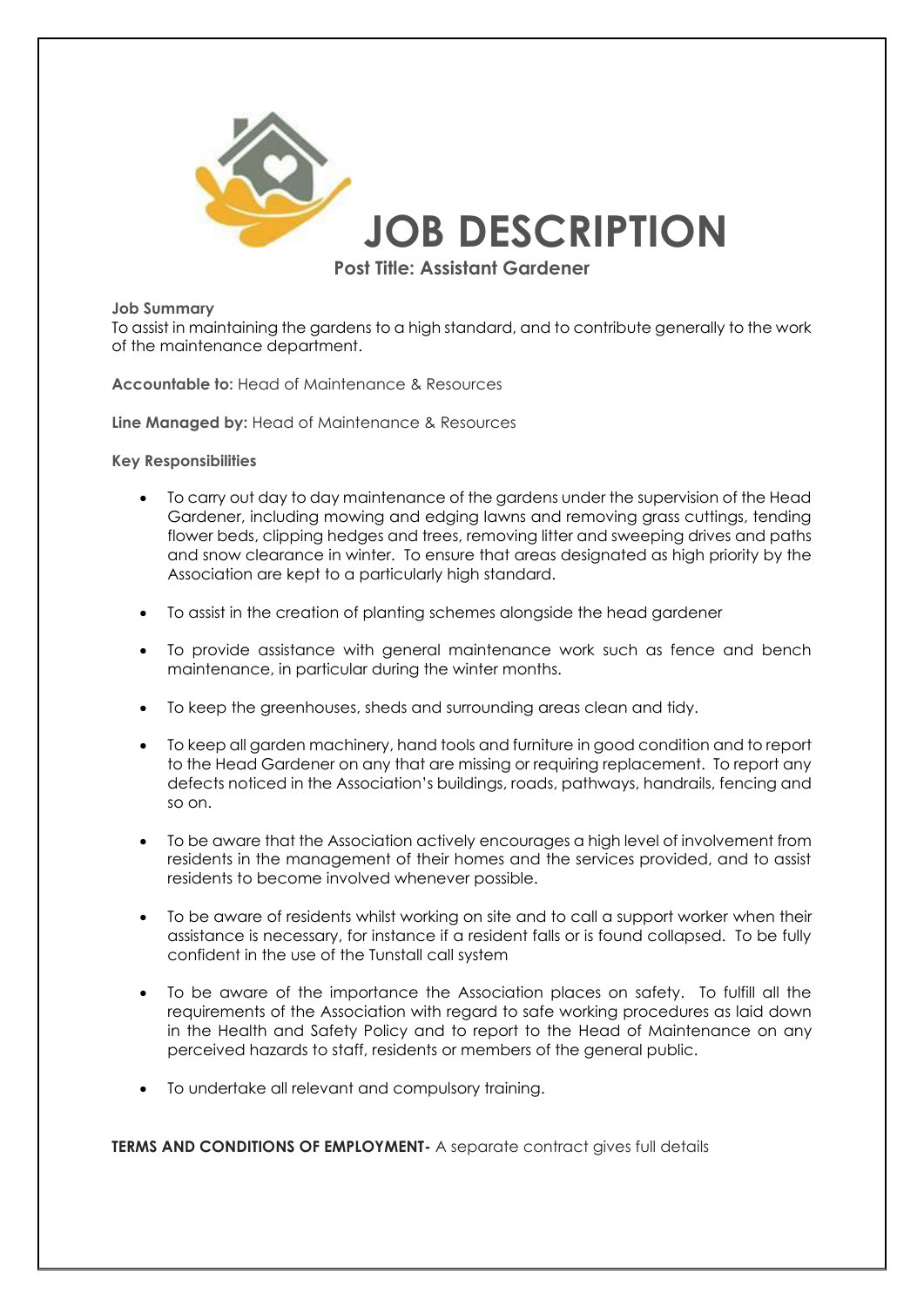# JOB DESCRIPTION

## Post Title: Assistant Gardener

**Job Summary**
To assist in maintaining the gardens to a high standard, and to contribute generally to the work of the maintenance department.

**Accountable to:** Head of Maintenance & Resources

**Line Managed by:** Head of Maintenance & Resources

**Key Responsibilities**

- To carry out day to day maintenance of the gardens under the supervision of the Head Gardener, including mowing and edging lawns and removing grass cuttings, tending flower beds, clipping hedges and trees, removing litter and sweeping drives and paths and snow clearance in winter. To ensure that areas designated as high priority by the Association are kept to a particularly high standard.

- To assist in the creation of planting schemes alongside the head gardener

- To provide assistance with general maintenance work such as fence and bench maintenance, in particular during the winter months.

- To keep the greenhouses, sheds and surrounding areas clean and tidy.

- To keep all garden machinery, hand tools and furniture in good condition and to report to the Head Gardener on any that are missing or requiring replacement. To report any defects noticed in the Association's buildings, roads, pathways, handrails, fencing and so on.

- To be aware that the Association actively encourages a high level of involvement from residents in the management of their homes and the services provided, and to assist residents to become involved whenever possible.

- To be aware of residents whilst working on site and to call a support worker when their assistance is necessary, for instance if a resident falls or is found collapsed. To be fully confident in the use of the Tunstall call system

- To be aware of the importance the Association places on safety. To fulfill all the requirements of the Association with regard to safe working procedures as laid down in the Health and Safety Policy and to report to the Head of Maintenance on any perceived hazards to staff, residents or members of the general public.

- To undertake all relevant and compulsory training.

**TERMS AND CONDITIONS OF EMPLOYMENT-** A separate contract gives full details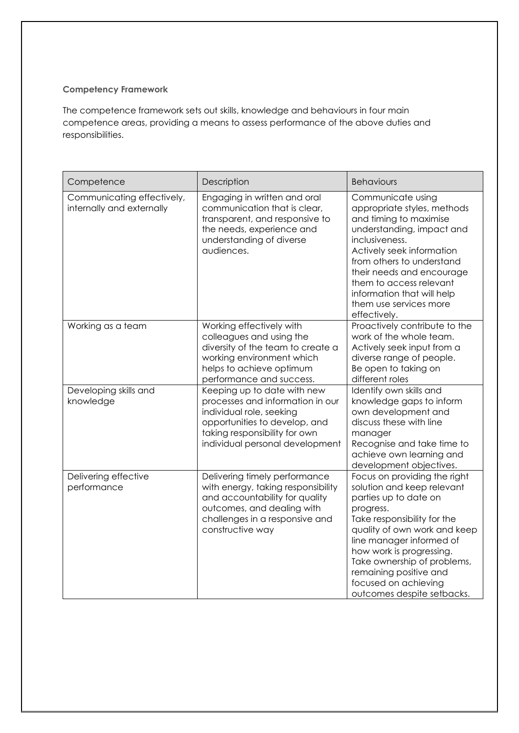**Competency Framework**

The competence framework sets out skills, knowledge and behaviours in four main competence areas, providing a means to assess performance of the above duties and responsibilities.

| Competence | Description | Behaviours |
|---|---|---|
| Communicating effectively, internally and externally | Engaging in written and oral communication that is clear, transparent, and responsive to the needs, experience and understanding of diverse audiences. | Communicate using appropriate styles, methods and timing to maximise understanding, impact and inclusiveness.<br>Actively seek information from others to understand their needs and encourage them to access relevant information that will help them use services more effectively. |
| Working as a team | Working effectively with colleagues and using the diversity of the team to create a working environment which helps to achieve optimum performance and success. | Proactively contribute to the work of the whole team.<br>Actively seek input from a diverse range of people.<br>Be open to taking on different roles |
| Developing skills and knowledge | Keeping up to date with new processes and information in our individual role, seeking opportunities to develop, and taking responsibility for own individual personal development | Identify own skills and knowledge gaps to inform own development and discuss these with line manager<br>Recognise and take time to achieve own learning and development objectives. |
| Delivering effective performance | Delivering timely performance with energy, taking responsibility and accountability for quality outcomes, and dealing with challenges in a responsive and constructive way | Focus on providing the right solution and keep relevant parties up to date on progress.<br>Take responsibility for the quality of own work and keep line manager informed of how work is progressing.<br>Take ownership of problems, remaining positive and focused on achieving outcomes despite setbacks. |